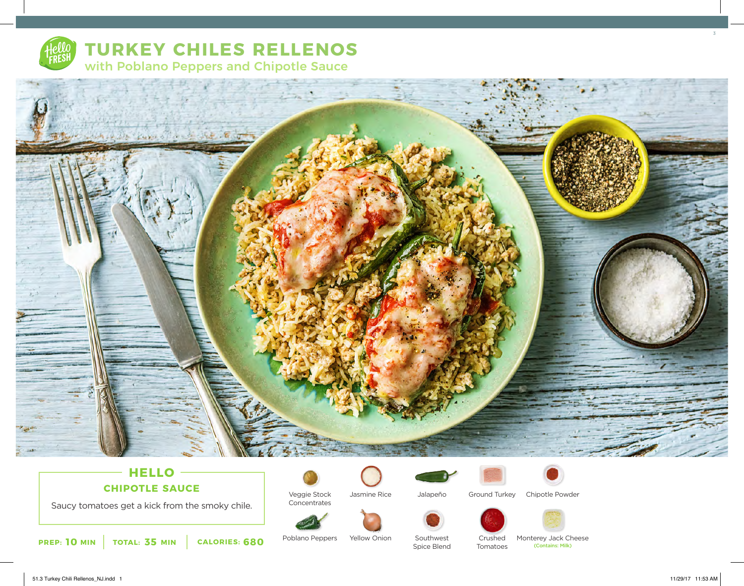# TURKEY CHILES RELLENOS

## with Poblano Peppers and Chipotle Sauce

### HELLO

**CHIPOTLE SAUCE**

Saucy tomatoes get a kick from the smoky chile.

**PREP: 10 MIN** | **TOTAL: 35 MIN** | **CALORIES: 680**

- Veggie Stock Concentrates
- Jasmine Rice
- Jalapeño
- Ground Turkey
- Chipotle Powder
- Poblano Peppers
- Yellow Onion
- Southwest Spice Blend
- Crushed Tomatoes
- Monterey Jack Cheese (Contains: Milk)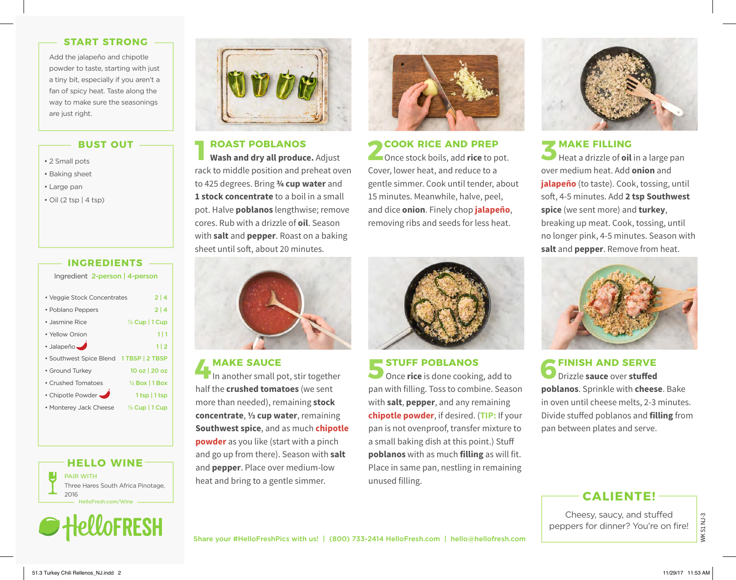## START STRONG

Add the jalapeño and chipotle powder to taste, starting with just a tiny bit, especially if you aren't a fan of spicy heat. Taste along the way to make sure the seasonings are just right.

## BUST OUT

- 2 Small pots
- Baking sheet
- Large pan
- Oil (2 tsp | 4 tsp)

## INGREDIENTS

| Ingredient | 2-person \| 4-person |
|---|---|
| Veggie Stock Concentrates | 2 \| 4 |
| Poblano Peppers | 2 \| 4 |
| Jasmine Rice | ½ Cup \| 1 Cup |
| Yellow Onion | 1 \| 1 |
| Jalapeño | 1 \| 2 |
| Southwest Spice Blend | 1 TBSP \| 2 TBSP |
| Ground Turkey | 10 oz \| 20 oz |
| Crushed Tomatoes | ½ Box \| 1 Box |
| Chipotle Powder | 1 tsp \| 1 tsp |
| Monterey Jack Cheese | ½ Cup \| 1 Cup |

## HELLO WINE

PAIR WITH

Three Hares South Africa Pinotage, 2016

HelloFresh.com/Wine

HelloFRESH

## 1 ROAST POBLANOS

**Wash and dry all produce.** Adjust rack to middle position and preheat oven to 425 degrees. Bring **¾ cup water** and **1 stock concentrate** to a boil in a small pot. Halve **poblanos** lengthwise; remove cores. Rub with a drizzle of **oil**. Season with **salt** and **pepper**. Roast on a baking sheet until soft, about 20 minutes.

## 2 COOK RICE AND PREP

Once stock boils, add **rice** to pot. Cover, lower heat, and reduce to a gentle simmer. Cook until tender, about 15 minutes. Meanwhile, halve, peel, and dice **onion**. Finely chop **jalapeño**, removing ribs and seeds for less heat.

## 3 MAKE FILLING

Heat a drizzle of **oil** in a large pan over medium heat. Add **onion** and **jalapeño** (to taste). Cook, tossing, until soft, 4-5 minutes. Add **2 tsp Southwest spice** (we sent more) and **turkey**, breaking up meat. Cook, tossing, until no longer pink, 4-5 minutes. Season with **salt** and **pepper**. Remove from heat.

## 4 MAKE SAUCE

In another small pot, stir together half the **crushed tomatoes** (we sent more than needed), remaining **stock concentrate**, **⅓ cup water**, remaining **Southwest spice**, and as much **chipotle powder** as you like (start with a pinch and go up from there). Season with **salt** and **pepper**. Place over medium-low heat and bring to a gentle simmer.

## 5 STUFF POBLANOS

Once **rice** is done cooking, add to pan with filling. Toss to combine. Season with **salt**, **pepper**, and any remaining **chipotle powder**, if desired. (**TIP:** If your pan is not ovenproof, transfer mixture to a small baking dish at this point.) Stuff **poblanos** with as much **filling** as will fit. Place in same pan, nestling in remaining unused filling.

## 6 FINISH AND SERVE

Drizzle **sauce** over **stuffed poblanos**. Sprinkle with **cheese**. Bake in oven until cheese melts, 2-3 minutes. Divide stuffed poblanos and **filling** from pan between plates and serve.

## CALIENTE!

Cheesy, saucy, and stuffed peppers for dinner? You're on fire!

Share your #HelloFreshPics with us! | (800) 733-2414 HelloFresh.com | hello@hellofresh.com

WK 51 NJ-3